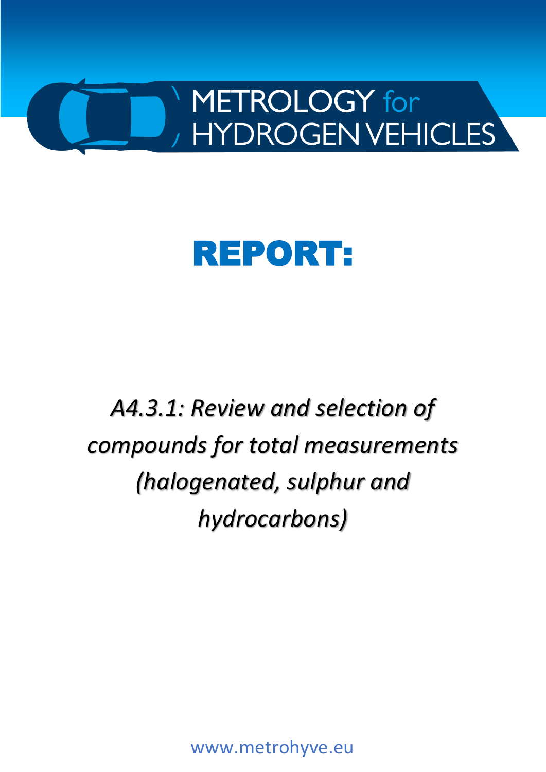METROLOGY for HYDROGEN VEHICLES

# REPORT:

*A4.3.1: Review and selection of compounds for total measurements (halogenated, sulphur and hydrocarbons)*

www.metrohyve.eu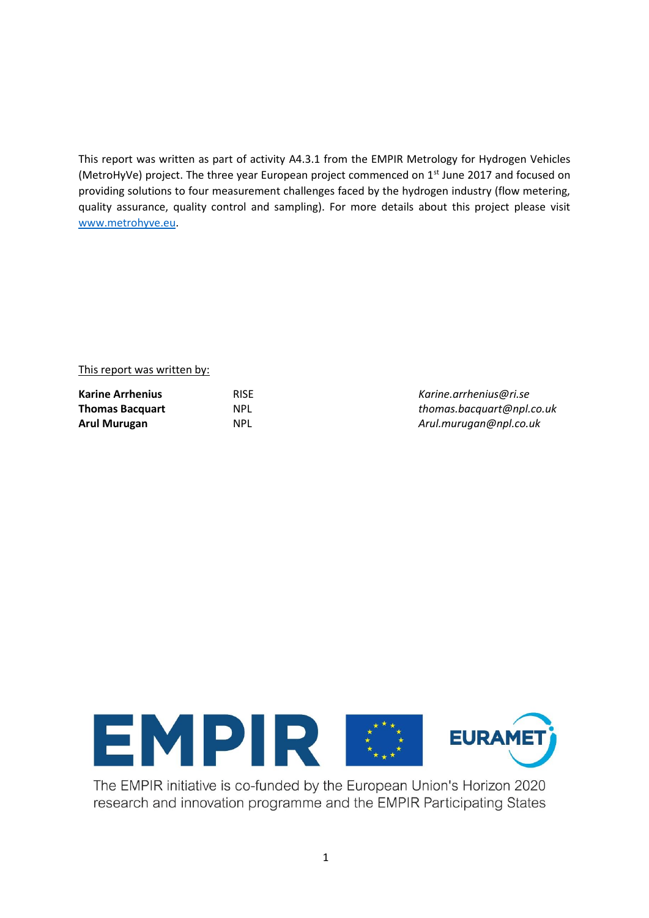This report was written as part of activity A4.3.1 from the EMPIR Metrology for Hydrogen Vehicles (MetroHyVe) project. The three year European project commenced on 1st June 2017 and focused on providing solutions to four measurement challenges faced by the hydrogen industry (flow metering, quality assurance, quality control and sampling). For more details about this project please visit [www.metrohyve.eu](http://www.metrohyve.eu).

This report was written by:

| | | |
|---|---|---|
| **Karine Arrhenius** | RISE | *Karine.arrhenius@ri.se* |
| **Thomas Bacquart** | NPL | *thomas.bacquart@npl.co.uk* |
| **Arul Murugan** | NPL | *Arul.murugan@npl.co.uk* |

The EMPIR initiative is co-funded by the European Union's Horizon 2020 research and innovation programme and the EMPIR Participating States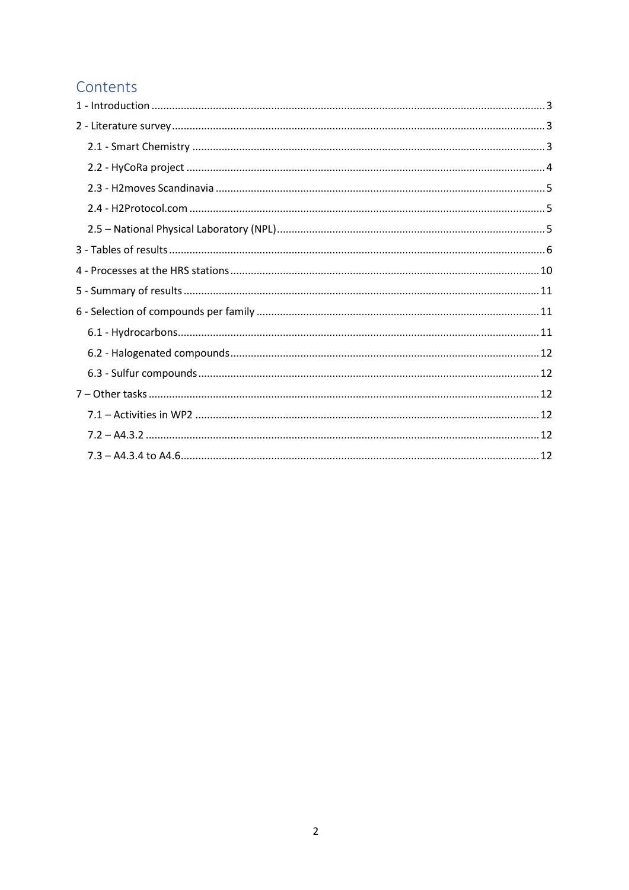# Contents

1 - Introduction ........................................................................................................................ 3

2 - Literature survey ................................................................................................................ 3

  2.1 - Smart Chemistry .......................................................................................................... 3

  2.2 - HyCoRa project ............................................................................................................ 4

  2.3 - H2moves Scandinavia .................................................................................................. 5

  2.4 - H2Protocol.com ........................................................................................................... 5

  2.5 – National Physical Laboratory (NPL) ............................................................................. 5

3 - Tables of results .................................................................................................................. 6

4 - Processes at the HRS stations ........................................................................................... 10

5 - Summary of results ........................................................................................................... 11

6 - Selection of compounds per family .................................................................................. 11

  6.1 - Hydrocarbons ............................................................................................................. 11

  6.2 - Halogenated compounds ........................................................................................... 12

  6.3 - Sulfur compounds ...................................................................................................... 12

7 – Other tasks ....................................................................................................................... 12

  7.1 – Activities in WP2 ....................................................................................................... 12

  7.2 – A4.3.2 ........................................................................................................................ 12

  7.3 – A4.3.4 to A4.6 ............................................................................................................ 12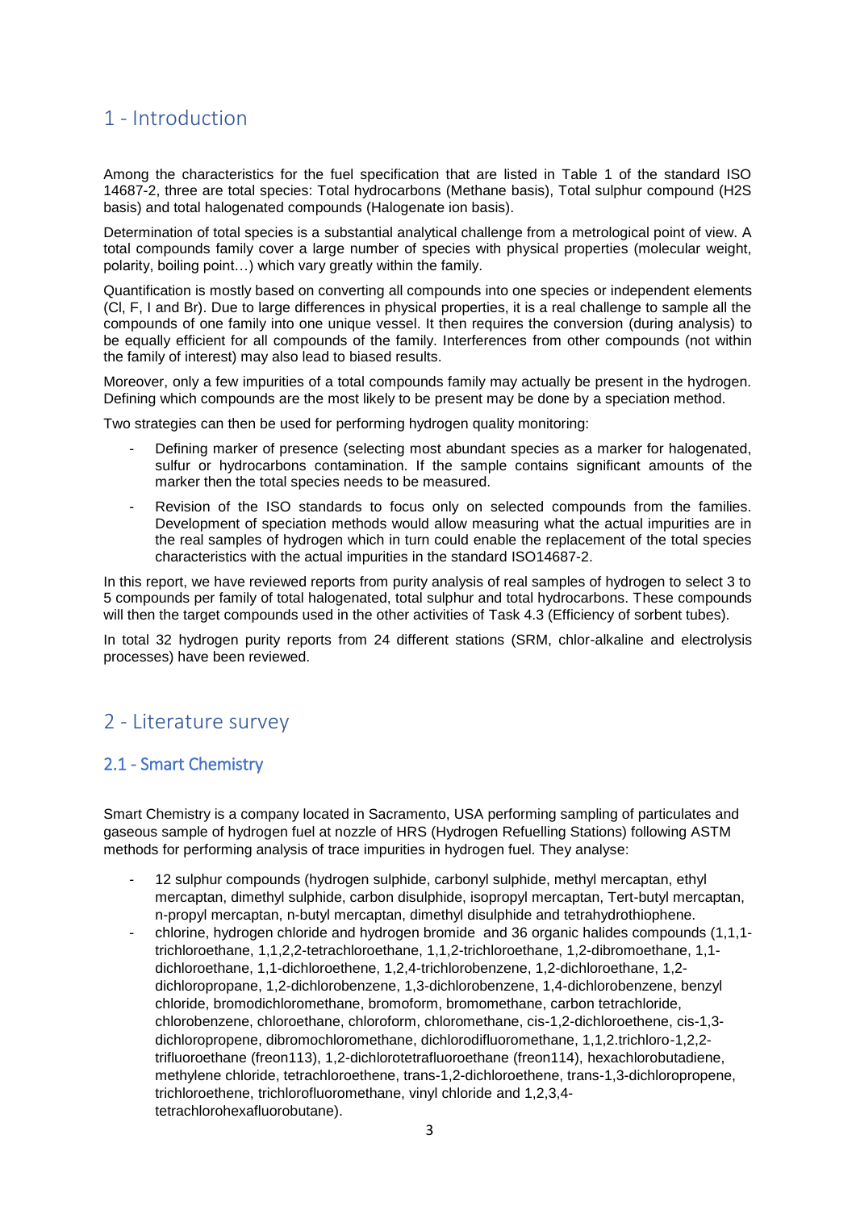# 1 - Introduction

Among the characteristics for the fuel specification that are listed in Table 1 of the standard ISO 14687-2, three are total species: Total hydrocarbons (Methane basis), Total sulphur compound (H2S basis) and total halogenated compounds (Halogenate ion basis).

Determination of total species is a substantial analytical challenge from a metrological point of view. A total compounds family cover a large number of species with physical properties (molecular weight, polarity, boiling point…) which vary greatly within the family.

Quantification is mostly based on converting all compounds into one species or independent elements (Cl, F, I and Br). Due to large differences in physical properties, it is a real challenge to sample all the compounds of one family into one unique vessel. It then requires the conversion (during analysis) to be equally efficient for all compounds of the family. Interferences from other compounds (not within the family of interest) may also lead to biased results.

Moreover, only a few impurities of a total compounds family may actually be present in the hydrogen. Defining which compounds are the most likely to be present may be done by a speciation method.

Two strategies can then be used for performing hydrogen quality monitoring:

- Defining marker of presence (selecting most abundant species as a marker for halogenated, sulfur or hydrocarbons contamination. If the sample contains significant amounts of the marker then the total species needs to be measured.
- Revision of the ISO standards to focus only on selected compounds from the families. Development of speciation methods would allow measuring what the actual impurities are in the real samples of hydrogen which in turn could enable the replacement of the total species characteristics with the actual impurities in the standard ISO14687-2.

In this report, we have reviewed reports from purity analysis of real samples of hydrogen to select 3 to 5 compounds per family of total halogenated, total sulphur and total hydrocarbons. These compounds will then the target compounds used in the other activities of Task 4.3 (Efficiency of sorbent tubes).

In total 32 hydrogen purity reports from 24 different stations (SRM, chlor-alkaline and electrolysis processes) have been reviewed.

# 2 - Literature survey

## 2.1 - Smart Chemistry

Smart Chemistry is a company located in Sacramento, USA performing sampling of particulates and gaseous sample of hydrogen fuel at nozzle of HRS (Hydrogen Refuelling Stations) following ASTM methods for performing analysis of trace impurities in hydrogen fuel. They analyse:

- 12 sulphur compounds (hydrogen sulphide, carbonyl sulphide, methyl mercaptan, ethyl mercaptan, dimethyl sulphide, carbon disulphide, isopropyl mercaptan, Tert-butyl mercaptan, n-propyl mercaptan, n-butyl mercaptan, dimethyl disulphide and tetrahydrothiophene.
- chlorine, hydrogen chloride and hydrogen bromide and 36 organic halides compounds (1,1,1-trichloroethane, 1,1,2,2-tetrachloroethane, 1,1,2-trichloroethane, 1,2-dibromoethane, 1,1-dichloroethane, 1,1-dichloroethene, 1,2,4-trichlorobenzene, 1,2-dichloroethane, 1,2-dichloropropane, 1,2-dichlorobenzene, 1,3-dichlorobenzene, 1,4-dichlorobenzene, benzyl chloride, bromodichloromethane, bromoform, bromomethane, carbon tetrachloride, chlorobenzene, chloroethane, chloroform, chloromethane, cis-1,2-dichloroethene, cis-1,3-dichloropropene, dibromochloromethane, dichlorodifluoromethane, 1,1,2.trichloro-1,2,2-trifluoroethane (freon113), 1,2-dichlorotetrafluoroethane (freon114), hexachlorobutadiene, methylene chloride, tetrachloroethene, trans-1,2-dichloroethene, trans-1,3-dichloropropene, trichloroethene, trichlorofluoromethane, vinyl chloride and 1,2,3,4-tetrachlorohexafluorobutane).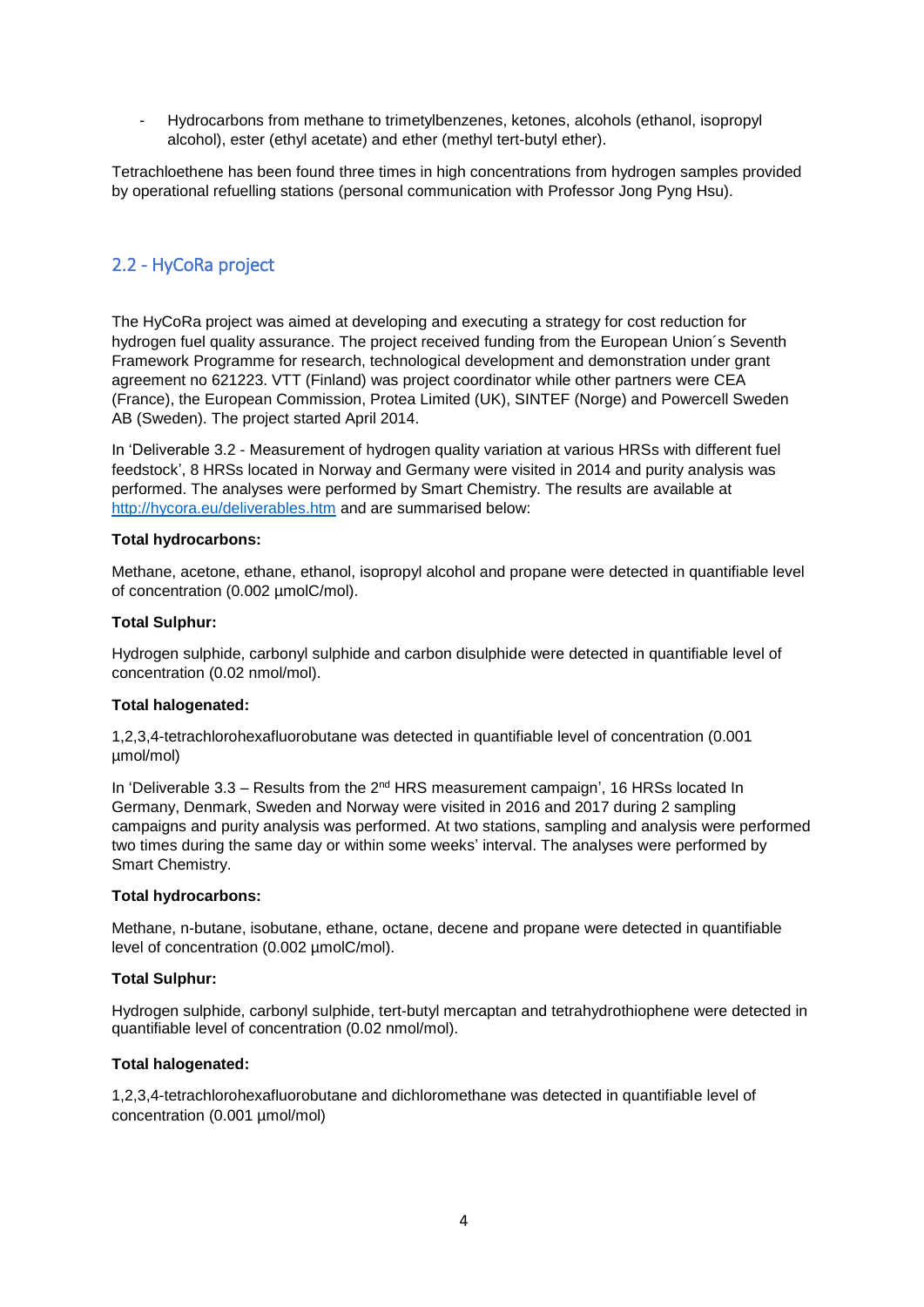- Hydrocarbons from methane to trimetylbenzenes, ketones, alcohols (ethanol, isopropyl alcohol), ester (ethyl acetate) and ether (methyl tert-butyl ether).

Tetrachloethene has been found three times in high concentrations from hydrogen samples provided by operational refuelling stations (personal communication with Professor Jong Pyng Hsu).

## 2.2 - HyCoRa project

The HyCoRa project was aimed at developing and executing a strategy for cost reduction for hydrogen fuel quality assurance. The project received funding from the European Union´s Seventh Framework Programme for research, technological development and demonstration under grant agreement no 621223. VTT (Finland) was project coordinator while other partners were CEA (France), the European Commission, Protea Limited (UK), SINTEF (Norge) and Powercell Sweden AB (Sweden). The project started April 2014.

In 'Deliverable 3.2 - Measurement of hydrogen quality variation at various HRSs with different fuel feedstock', 8 HRSs located in Norway and Germany were visited in 2014 and purity analysis was performed. The analyses were performed by Smart Chemistry. The results are available at http://hycora.eu/deliverables.htm and are summarised below:

**Total hydrocarbons:**

Methane, acetone, ethane, ethanol, isopropyl alcohol and propane were detected in quantifiable level of concentration (0.002 µmolC/mol).

**Total Sulphur:**

Hydrogen sulphide, carbonyl sulphide and carbon disulphide were detected in quantifiable level of concentration (0.02 nmol/mol).

**Total halogenated:**

1,2,3,4-tetrachlorohexafluorobutane was detected in quantifiable level of concentration (0.001 µmol/mol)

In 'Deliverable 3.3 – Results from the 2nd HRS measurement campaign', 16 HRSs located In Germany, Denmark, Sweden and Norway were visited in 2016 and 2017 during 2 sampling campaigns and purity analysis was performed. At two stations, sampling and analysis were performed two times during the same day or within some weeks' interval. The analyses were performed by Smart Chemistry.

**Total hydrocarbons:**

Methane, n-butane, isobutane, ethane, octane, decene and propane were detected in quantifiable level of concentration (0.002 µmolC/mol).

**Total Sulphur:**

Hydrogen sulphide, carbonyl sulphide, tert-butyl mercaptan and tetrahydrothiophene were detected in quantifiable level of concentration (0.02 nmol/mol).

**Total halogenated:**

1,2,3,4-tetrachlorohexafluorobutane and dichloromethane was detected in quantifiable level of concentration (0.001 µmol/mol)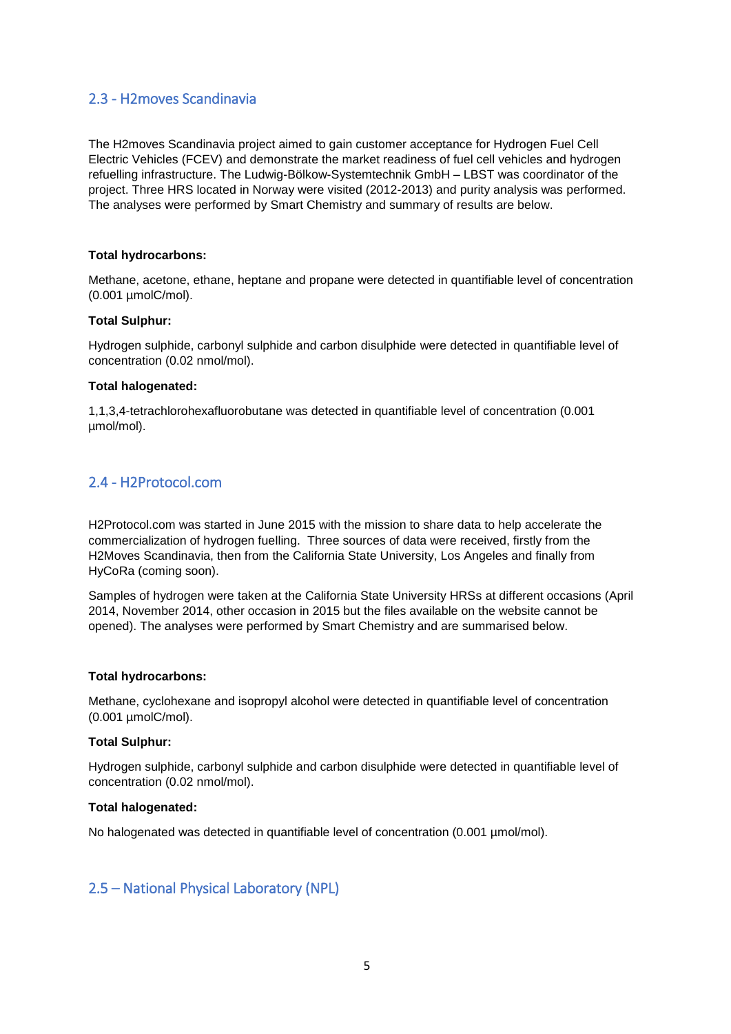## 2.3 - H2moves Scandinavia

The H2moves Scandinavia project aimed to gain customer acceptance for Hydrogen Fuel Cell Electric Vehicles (FCEV) and demonstrate the market readiness of fuel cell vehicles and hydrogen refuelling infrastructure. The Ludwig-Bölkow-Systemtechnik GmbH – LBST was coordinator of the project. Three HRS located in Norway were visited (2012-2013) and purity analysis was performed. The analyses were performed by Smart Chemistry and summary of results are below.

**Total hydrocarbons:**

Methane, acetone, ethane, heptane and propane were detected in quantifiable level of concentration (0.001 µmolC/mol).

**Total Sulphur:**

Hydrogen sulphide, carbonyl sulphide and carbon disulphide were detected in quantifiable level of concentration (0.02 nmol/mol).

**Total halogenated:**

1,1,3,4-tetrachlorohexafluorobutane was detected in quantifiable level of concentration (0.001 µmol/mol).

## 2.4 - H2Protocol.com

H2Protocol.com was started in June 2015 with the mission to share data to help accelerate the commercialization of hydrogen fuelling. Three sources of data were received, firstly from the H2Moves Scandinavia, then from the California State University, Los Angeles and finally from HyCoRa (coming soon).

Samples of hydrogen were taken at the California State University HRSs at different occasions (April 2014, November 2014, other occasion in 2015 but the files available on the website cannot be opened). The analyses were performed by Smart Chemistry and are summarised below.

**Total hydrocarbons:**

Methane, cyclohexane and isopropyl alcohol were detected in quantifiable level of concentration (0.001 µmolC/mol).

**Total Sulphur:**

Hydrogen sulphide, carbonyl sulphide and carbon disulphide were detected in quantifiable level of concentration (0.02 nmol/mol).

**Total halogenated:**

No halogenated was detected in quantifiable level of concentration (0.001 µmol/mol).

## 2.5 – National Physical Laboratory (NPL)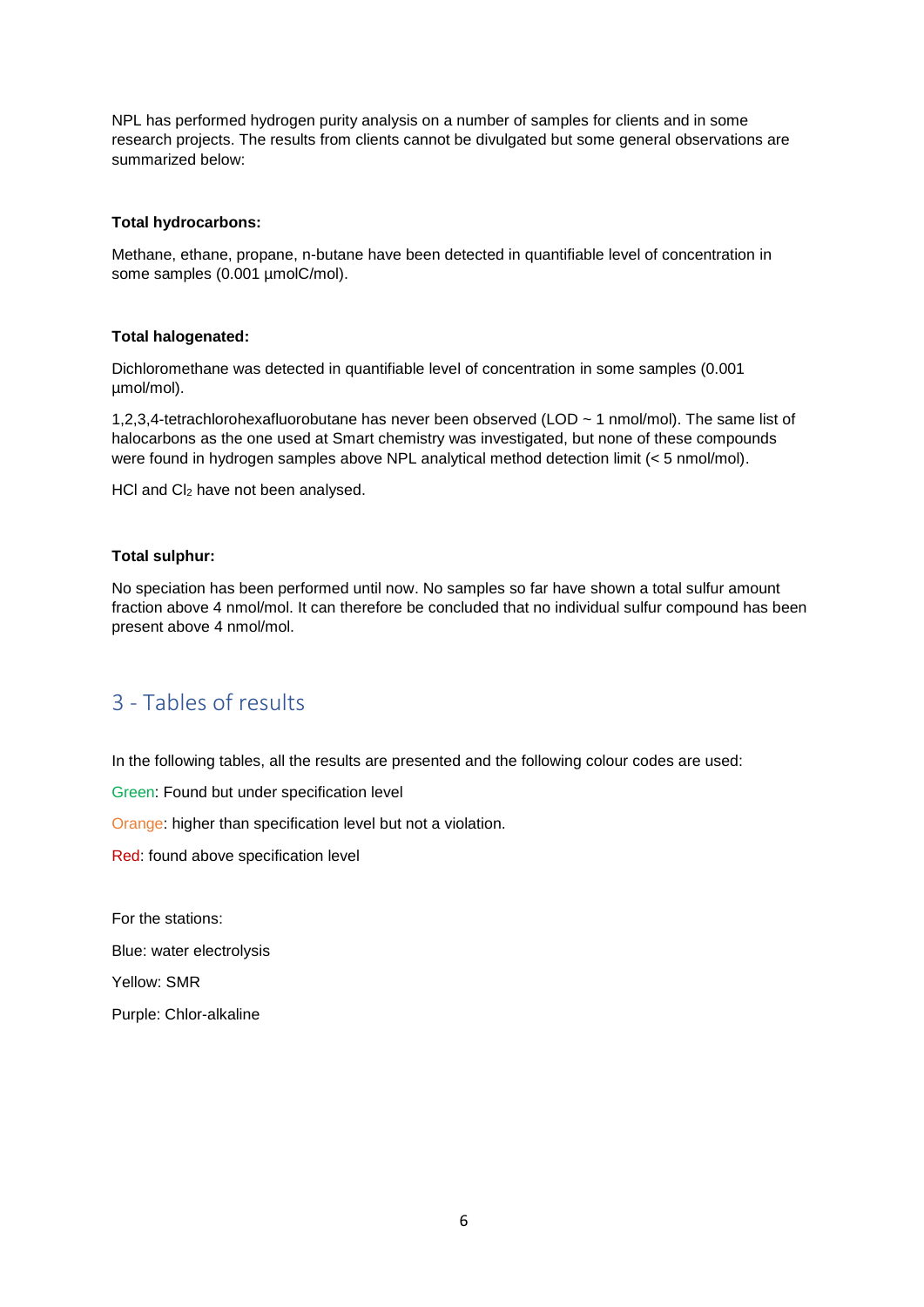NPL has performed hydrogen purity analysis on a number of samples for clients and in some research projects. The results from clients cannot be divulgated but some general observations are summarized below:

**Total hydrocarbons:**

Methane, ethane, propane, n-butane have been detected in quantifiable level of concentration in some samples (0.001 µmolC/mol).

**Total halogenated:**

Dichloromethane was detected in quantifiable level of concentration in some samples (0.001 µmol/mol).

1,2,3,4-tetrachlorohexafluorobutane has never been observed (LOD ~ 1 nmol/mol). The same list of halocarbons as the one used at Smart chemistry was investigated, but none of these compounds were found in hydrogen samples above NPL analytical method detection limit (< 5 nmol/mol).

HCl and $Cl_2$ have not been analysed.

**Total sulphur:**

No speciation has been performed until now. No samples so far have shown a total sulfur amount fraction above 4 nmol/mol. It can therefore be concluded that no individual sulfur compound has been present above 4 nmol/mol.

## 3 - Tables of results

In the following tables, all the results are presented and the following colour codes are used:

Green: Found but under specification level

Orange: higher than specification level but not a violation.

Red: found above specification level

For the stations:

Blue: water electrolysis

Yellow: SMR

Purple: Chlor-alkaline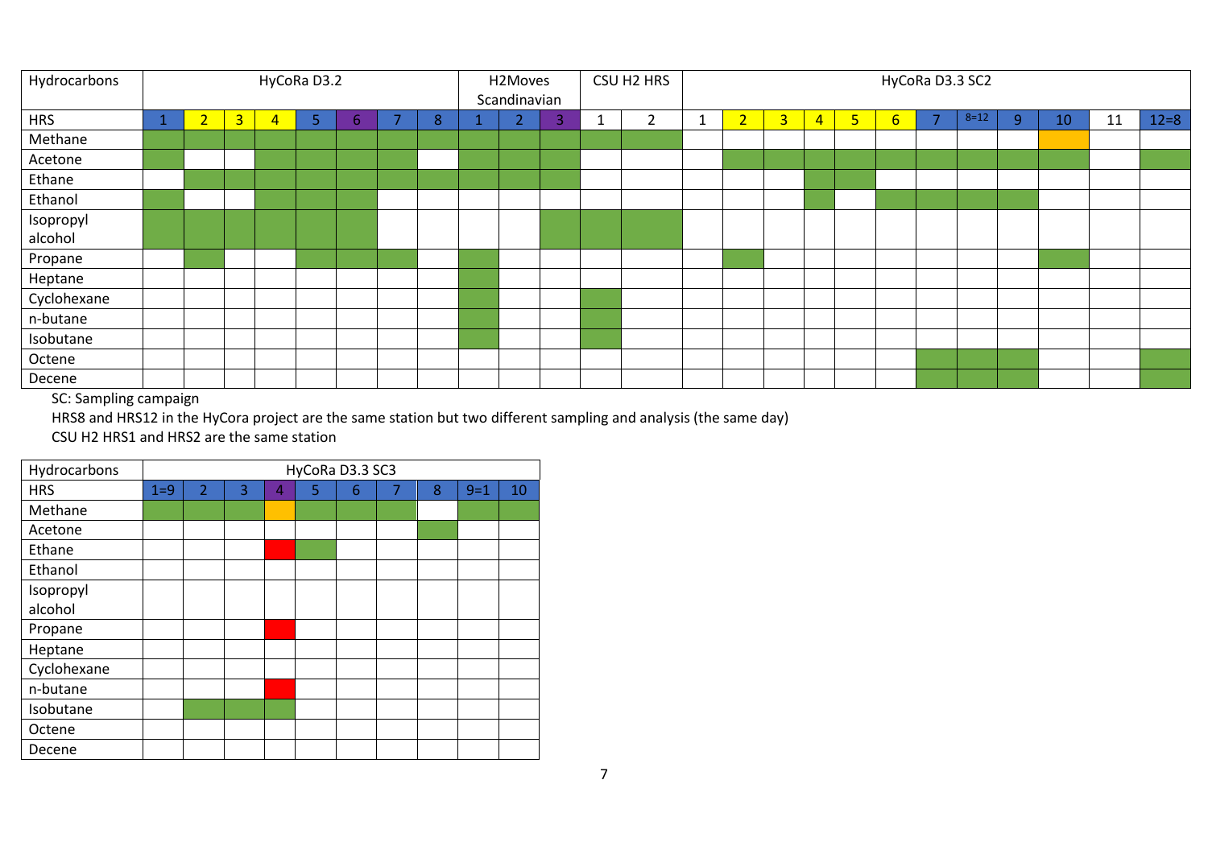| Hydrocarbons | HyCoRa D3.2 | | | | | | | | H2Moves Scandinavian | | | CSU H2 HRS | | HyCoRa D3.3 SC2 | | | | | | | | | | | |
|---|---|---|---|---|---|---|---|---|---|---|---|---|---|---|---|---|---|---|---|---|---|---|---|---|---|
| HRS | 1 | 2 | 3 | 4 | 5 | 6 | 7 | 8 | 1 | 2 | 3 | 1 | 2 | 1 | 2 | 3 | 4 | 5 | 6 | 7 | 8=12 | 9 | 10 | 11 | 12=8 |
| Methane | green | green | green | green | green | green | green | green | green | green | green | green | green | | | | | | | | | | orange | | |
| Acetone | green | | | green | green | green | green | | green | green | green | | | | green | green | green | green | green | green | green | green | green | | green |
| Ethane | | green | green | green | green | green | green | green | green | green | green | | | | | | green | green | | | | | | | |
| Ethanol | green | | | green | green | green | | | | | | | | | | | green | | green | green | green | green | | | |
| Isopropyl alcohol | green | green | green | green | green | green | | | | | green | green | green | | | | | | | | | | | | |
| Propane | | green | | | green | green | green | | green | | | | | | green | | | | | | | | green | | |
| Heptane | | | | | | | | | green | | | | | | | | | | | | | | | | |
| Cyclohexane | | | | | | | | | green | | | green | | | | | | | | | | | | | |
| n-butane | | | | | | | | | green | | | green | | | | | | | | | | | | | |
| Isobutane | | | | | | | | | green | | | green | | | | | | | | | | | | | |
| Octene | | | | | | | | | | | | | | | | | | | | green | green | green | | | green |
| Decene | | | | | | | | | | | | | | | | | | | | green | green | green | | | green |

SC: Sampling campaign

HRS8 and HRS12 in the HyCora project are the same station but two different sampling and analysis (the same day)

CSU H2 HRS1 and HRS2 are the same station

| Hydrocarbons | HyCoRa D3.3 SC3 | | | | | | | | | |
|---|---|---|---|---|---|---|---|---|---|---|
| HRS | 1=9 | 2 | 3 | 4 | 5 | 6 | 7 | 8 | 9=1 | 10 |
| Methane | green | green | green | orange | green | green | green | | green | green |
| Acetone | | | | | | | | green | | |
| Ethane | | | | red | green | | | | | |
| Ethanol | | | | | | | | | | |
| Isopropyl alcohol | | | | | | | | | | |
| Propane | | | | red | | | | | | |
| Heptane | | | | | | | | | | |
| Cyclohexane | | | | | | | | | | |
| n-butane | | | | red | | | | | | |
| Isobutane | | green | green | green | | | | | | |
| Octene | | | | | | | | | | |
| Decene | | | | | | | | | | |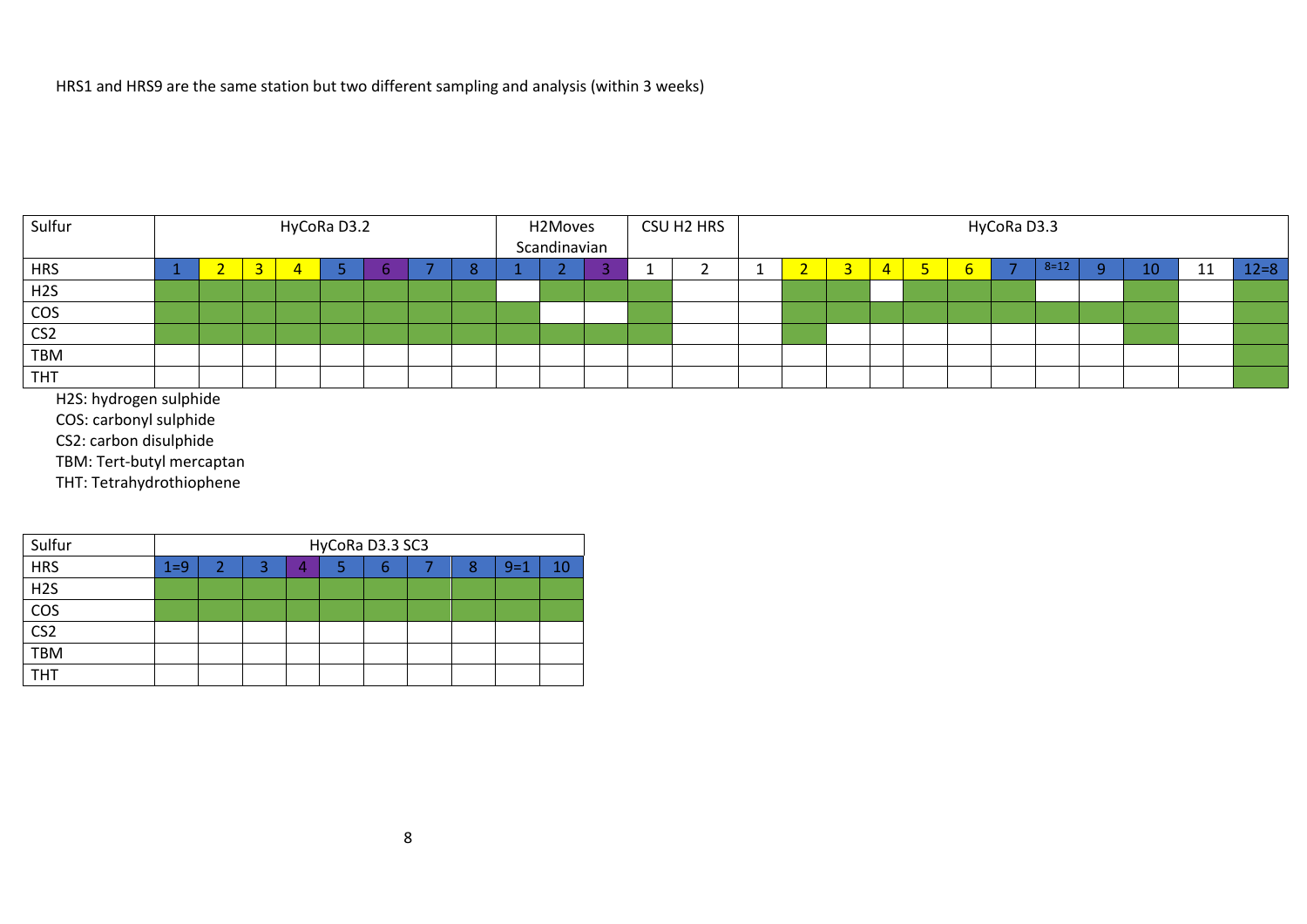HRS1 and HRS9 are the same station but two different sampling and analysis (within 3 weeks)

| Sulfur | HyCoRa D3.2 | | | | | | | | H2Moves Scandinavian | | | CSU H2 HRS | | HyCoRa D3.3 | | | | | | | | | | | |
|---|---|---|---|---|---|---|---|---|---|---|---|---|---|---|---|---|---|---|---|---|---|---|---|---|---|
| HRS | 1 | 2 | 3 | 4 | 5 | 6 | 7 | 8 | 1 | 2 | 3 | 1 | 2 | 1 | 2 | 3 | 4 | 5 | 6 | 7 | 8=12 | 9 | 10 | 11 | 12=8 |
| H2S | | | | | | | | | | | | | | | | | | | | | | | | | |
| COS | | | | | | | | | | | | | | | | | | | | | | | | | |
| CS2 | | | | | | | | | | | | | | | | | | | | | | | | | |
| TBM | | | | | | | | | | | | | | | | | | | | | | | | | |
| THT | | | | | | | | | | | | | | | | | | | | | | | | | |

H2S: hydrogen sulphide
COS: carbonyl sulphide
CS2: carbon disulphide
TBM: Tert-butyl mercaptan
THT: Tetrahydrothiophene

| Sulfur | HyCoRa D3.3 SC3 | | | | | | | | | |
|---|---|---|---|---|---|---|---|---|---|---|
| HRS | 1=9 | 2 | 3 | 4 | 5 | 6 | 7 | 8 | 9=1 | 10 |
| H2S | | | | | | | | | | |
| COS | | | | | | | | | | |
| CS2 | | | | | | | | | | |
| TBM | | | | | | | | | | |
| THT | | | | | | | | | | |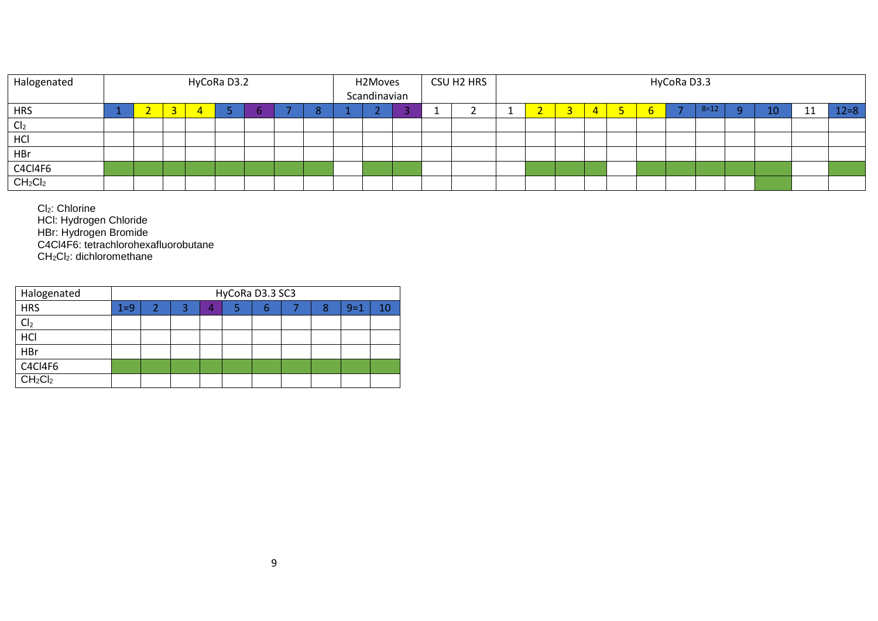| Halogenated | HyCoRa D3.2 | | | | | | | | H2Moves Scandinavian | | | CSU H2 HRS | | HyCoRa D3.3 | | | | | | | | | | | | |
|---|---|---|---|---|---|---|---|---|---|---|---|---|---|---|---|---|---|---|---|---|---|---|---|---|---|---|
| HRS | 1 | 2 | 3 | 4 | 5 | 6 | 7 | 8 | 1 | 2 | 3 | 1 | 2 | 1 | 2 | 3 | 4 | 5 | 6 | 7 | 8=12 | 9 | 10 | 11 | 12=8 |
| $Cl_2$ | | | | | | | | | | | | | | | | | | | | | | | | | |
| HCl | | | | | | | | | | | | | | | | | | | | | | | | | |
| HBr | | | | | | | | | | | | | | | | | | | | | | | | | |
| C4Cl4F6 | | | | | | | | | | | | | | | | | | | | | | | | | |
| $CH_2Cl_2$ | | | | | | | | | | | | | | | | | | | | | | | | | |

$Cl_2$: Chlorine
HCl: Hydrogen Chloride
HBr: Hydrogen Bromide
C4Cl4F6: tetrachlorohexafluorobutane
$CH_2Cl_2$: dichloromethane

| Halogenated | HyCoRa D3.3 SC3 | | | | | | | | | |
|---|---|---|---|---|---|---|---|---|---|---|
| HRS | 1=9 | 2 | 3 | 4 | 5 | 6 | 7 | 8 | 9=1 | 10 |
| $Cl_2$ | | | | | | | | | | |
| HCl | | | | | | | | | | |
| HBr | | | | | | | | | | |
| C4Cl4F6 | | | | | | | | | | |
| $CH_2Cl_2$ | | | | | | | | | | |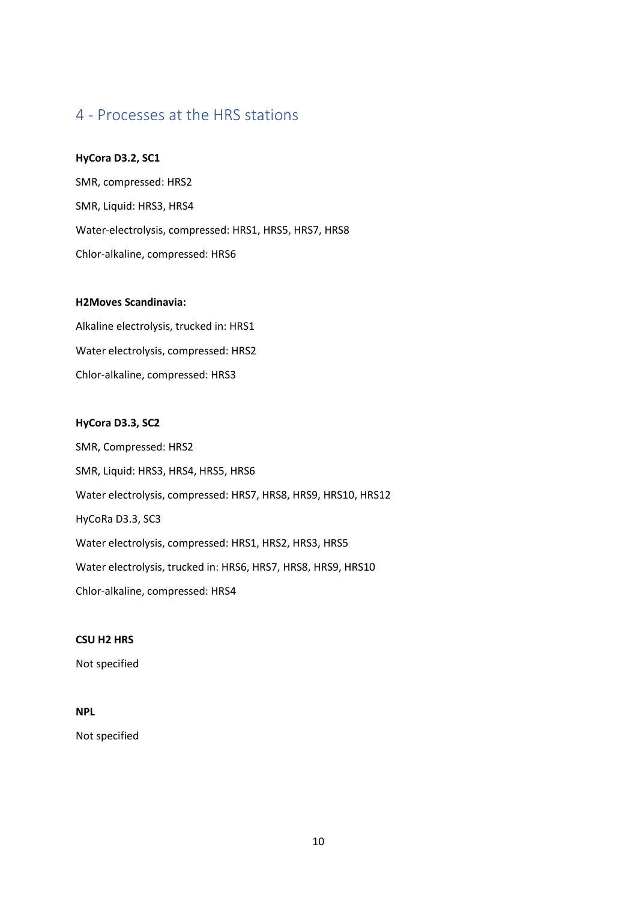## 4 - Processes at the HRS stations

**HyCora D3.2, SC1**

SMR, compressed: HRS2

SMR, Liquid: HRS3, HRS4

Water-electrolysis, compressed: HRS1, HRS5, HRS7, HRS8

Chlor-alkaline, compressed: HRS6

**H2Moves Scandinavia:**

Alkaline electrolysis, trucked in: HRS1

Water electrolysis, compressed: HRS2

Chlor-alkaline, compressed: HRS3

**HyCora D3.3, SC2**

SMR, Compressed: HRS2

SMR, Liquid: HRS3, HRS4, HRS5, HRS6

Water electrolysis, compressed: HRS7, HRS8, HRS9, HRS10, HRS12

HyCoRa D3.3, SC3

Water electrolysis, compressed: HRS1, HRS2, HRS3, HRS5

Water electrolysis, trucked in: HRS6, HRS7, HRS8, HRS9, HRS10

Chlor-alkaline, compressed: HRS4

**CSU H2 HRS**

Not specified

**NPL**

Not specified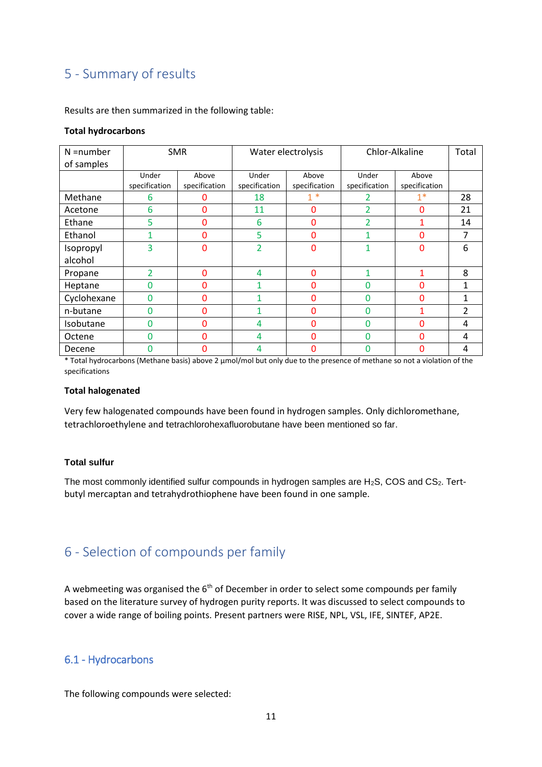# 5 - Summary of results

Results are then summarized in the following table:

**Total hydrocarbons**

| N =number of samples | SMR | | Water electrolysis | | Chlor-Alkaline | | Total |
|---|---|---|---|---|---|---|---|
| | Under specification | Above specification | Under specification | Above specification | Under specification | Above specification | |
| Methane | 6 | 0 | 18 | 1 * | 2 | 1* | 28 |
| Acetone | 6 | 0 | 11 | 0 | 2 | 0 | 21 |
| Ethane | 5 | 0 | 6 | 0 | 2 | 1 | 14 |
| Ethanol | 1 | 0 | 5 | 0 | 1 | 0 | 7 |
| Isopropyl alcohol | 3 | 0 | 2 | 0 | 1 | 0 | 6 |
| Propane | 2 | 0 | 4 | 0 | 1 | 1 | 8 |
| Heptane | 0 | 0 | 1 | 0 | 0 | 0 | 1 |
| Cyclohexane | 0 | 0 | 1 | 0 | 0 | 0 | 1 |
| n-butane | 0 | 0 | 1 | 0 | 0 | 1 | 2 |
| Isobutane | 0 | 0 | 4 | 0 | 0 | 0 | 4 |
| Octene | 0 | 0 | 4 | 0 | 0 | 0 | 4 |
| Decene | 0 | 0 | 4 | 0 | 0 | 0 | 4 |

* Total hydrocarbons (Methane basis) above 2 µmol/mol but only due to the presence of methane so not a violation of the specifications

**Total halogenated**

Very few halogenated compounds have been found in hydrogen samples. Only dichloromethane, tetrachloroethylene and tetrachlorohexafluorobutane have been mentioned so far.

**Total sulfur**

The most commonly identified sulfur compounds in hydrogen samples are $H_2S$, COS and $CS_2$. Tert-butyl mercaptan and tetrahydrothiophene have been found in one sample.

# 6 - Selection of compounds per family

A webmeeting was organised the 6th of December in order to select some compounds per family based on the literature survey of hydrogen purity reports. It was discussed to select compounds to cover a wide range of boiling points. Present partners were RISE, NPL, VSL, IFE, SINTEF, AP2E.

## 6.1 - Hydrocarbons

The following compounds were selected: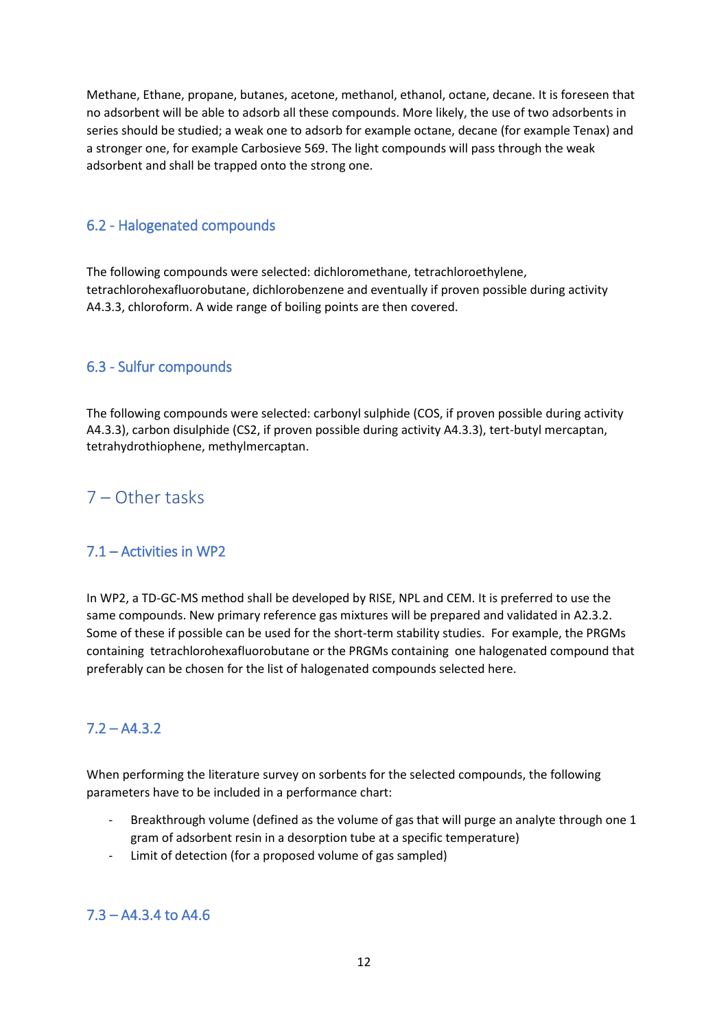Methane, Ethane, propane, butanes, acetone, methanol, ethanol, octane, decane. It is foreseen that no adsorbent will be able to adsorb all these compounds. More likely, the use of two adsorbents in series should be studied; a weak one to adsorb for example octane, decane (for example Tenax) and a stronger one, for example Carbosieve 569. The light compounds will pass through the weak adsorbent and shall be trapped onto the strong one.

### 6.2 - Halogenated compounds

The following compounds were selected: dichloromethane, tetrachloroethylene, tetrachlorohexafluorobutane, dichlorobenzene and eventually if proven possible during activity A4.3.3, chloroform. A wide range of boiling points are then covered.

### 6.3 - Sulfur compounds

The following compounds were selected: carbonyl sulphide (COS, if proven possible during activity A4.3.3), carbon disulphide ($CS_2$, if proven possible during activity A4.3.3), tert-butyl mercaptan, tetrahydrothiophene, methylmercaptan.

## 7 – Other tasks

### 7.1 – Activities in WP2

In WP2, a TD-GC-MS method shall be developed by RISE, NPL and CEM. It is preferred to use the same compounds. New primary reference gas mixtures will be prepared and validated in A2.3.2. Some of these if possible can be used for the short-term stability studies. For example, the PRGMs containing tetrachlorohexafluorobutane or the PRGMs containing one halogenated compound that preferably can be chosen for the list of halogenated compounds selected here.

### 7.2 – A4.3.2

When performing the literature survey on sorbents for the selected compounds, the following parameters have to be included in a performance chart:

- Breakthrough volume (defined as the volume of gas that will purge an analyte through one 1 gram of adsorbent resin in a desorption tube at a specific temperature)
- Limit of detection (for a proposed volume of gas sampled)

### 7.3 – A4.3.4 to A4.6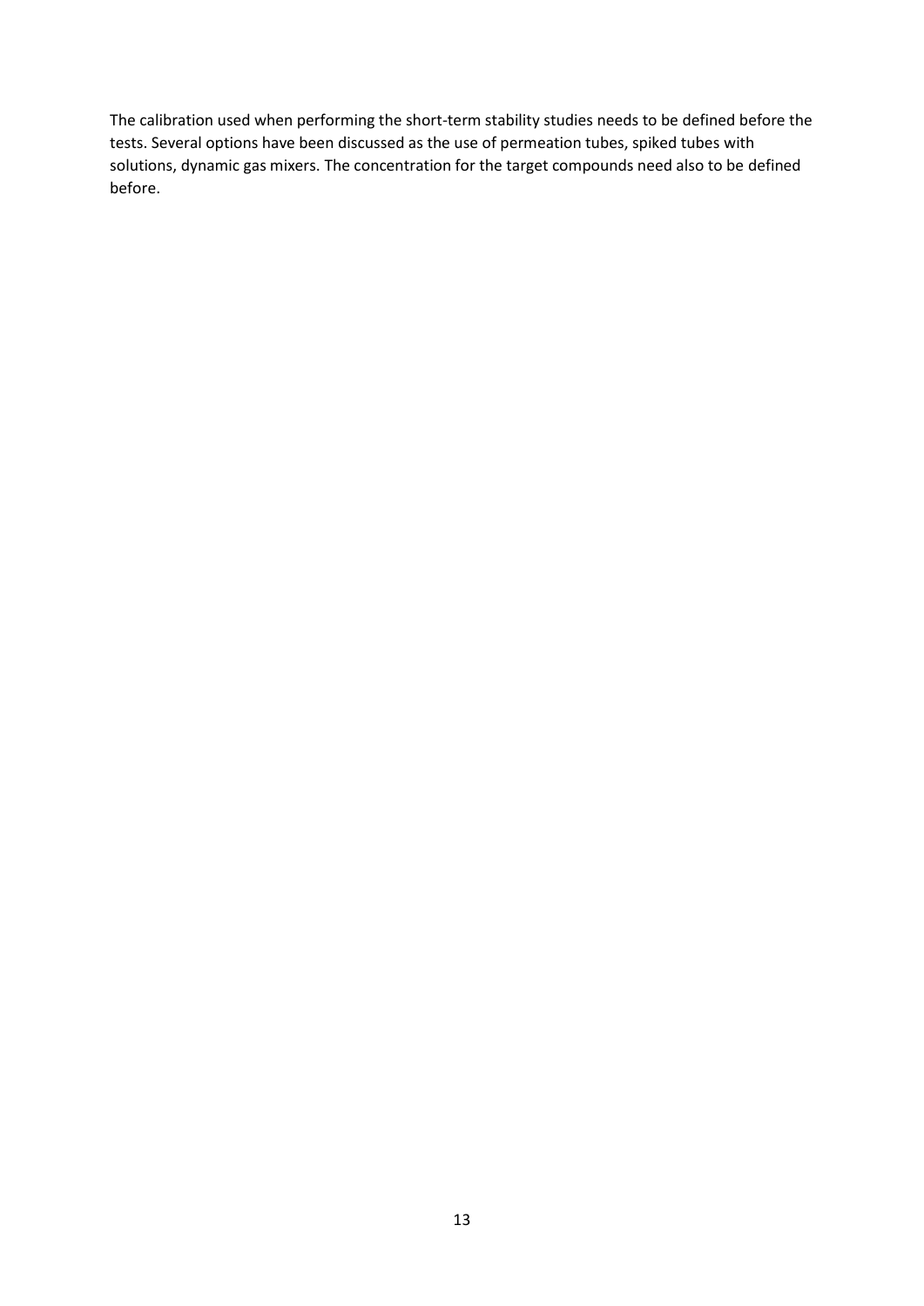The calibration used when performing the short-term stability studies needs to be defined before the tests. Several options have been discussed as the use of permeation tubes, spiked tubes with solutions, dynamic gas mixers. The concentration for the target compounds need also to be defined before.